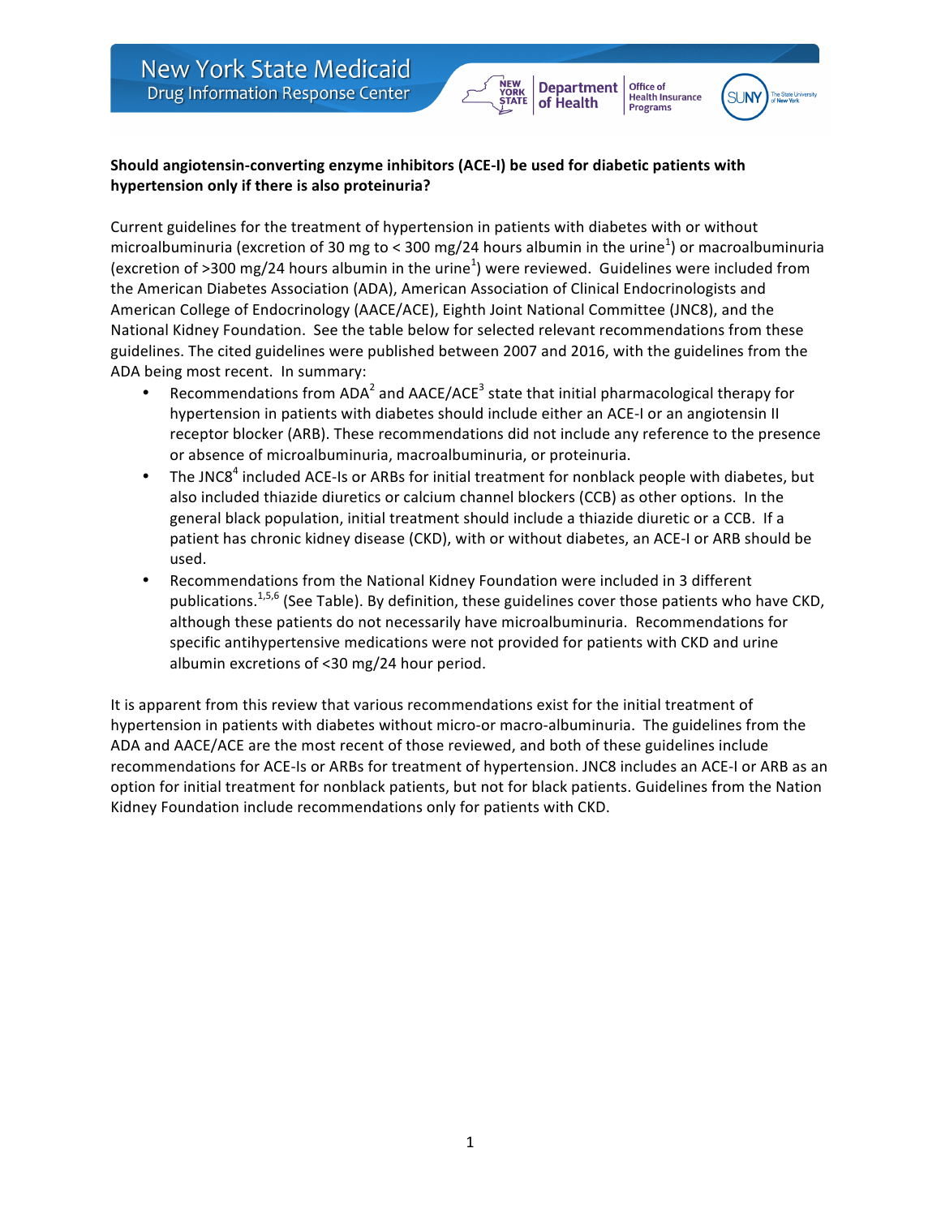**Should angiotensin-converting enzyme inhibitors (ACE-I) be used for diabetic patients with hypertension only if there is also proteinuria?**

Current guidelines for the treatment of hypertension in patients with diabetes with or without microalbuminuria (excretion of 30 mg to < 300 mg/24 hours albumin in the urine[1]) or macroalbuminuria (excretion of >300 mg/24 hours albumin in the urine[1]) were reviewed. Guidelines were included from the American Diabetes Association (ADA), American Association of Clinical Endocrinologists and American College of Endocrinology (AACE/ACE), Eighth Joint National Committee (JNC8), and the National Kidney Foundation. See the table below for selected relevant recommendations from these guidelines. The cited guidelines were published between 2007 and 2016, with the guidelines from the ADA being most recent. In summary:

- Recommendations from ADA[2] and AACE/ACE[3] state that initial pharmacological therapy for hypertension in patients with diabetes should include either an ACE-I or an angiotensin II receptor blocker (ARB). These recommendations did not include any reference to the presence or absence of microalbuminuria, macroalbuminuria, or proteinuria.
- The JNC8[4] included ACE-Is or ARBs for initial treatment for nonblack people with diabetes, but also included thiazide diuretics or calcium channel blockers (CCB) as other options. In the general black population, initial treatment should include a thiazide diuretic or a CCB. If a patient has chronic kidney disease (CKD), with or without diabetes, an ACE-I or ARB should be used.
- Recommendations from the National Kidney Foundation were included in 3 different publications.[1,5,6] (See Table). By definition, these guidelines cover those patients who have CKD, although these patients do not necessarily have microalbuminuria. Recommendations for specific antihypertensive medications were not provided for patients with CKD and urine albumin excretions of <30 mg/24 hour period.

It is apparent from this review that various recommendations exist for the initial treatment of hypertension in patients with diabetes without micro-or macro-albuminuria. The guidelines from the ADA and AACE/ACE are the most recent of those reviewed, and both of these guidelines include recommendations for ACE-Is or ARBs for treatment of hypertension. JNC8 includes an ACE-I or ARB as an option for initial treatment for nonblack patients, but not for black patients. Guidelines from the Nation Kidney Foundation include recommendations only for patients with CKD.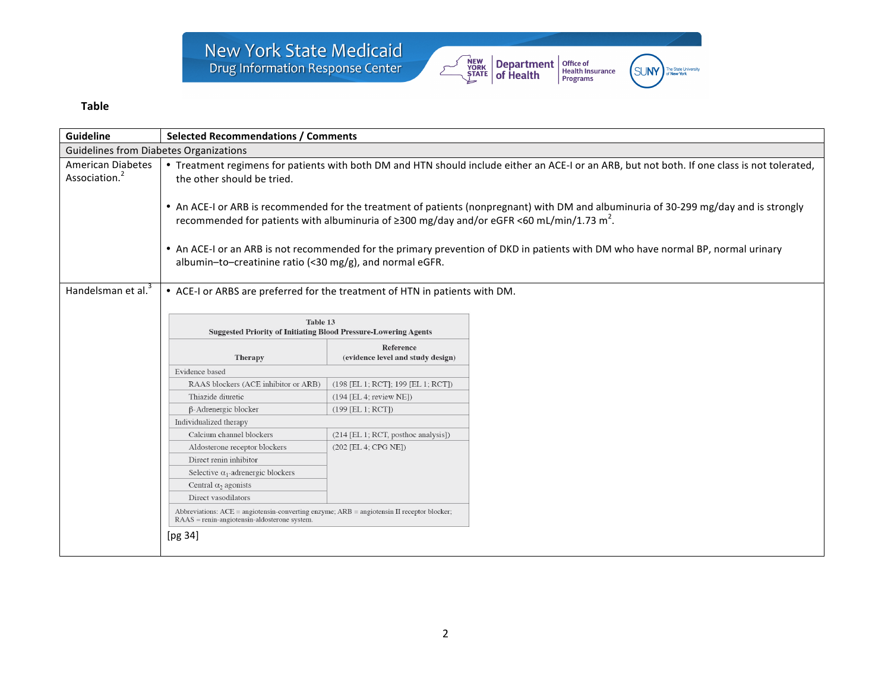**Table**

| Guideline | Selected Recommendations / Comments |
|---|---|
| Guidelines from Diabetes Organizations | |
| American Diabetes Association.[2] | • Treatment regimens for patients with both DM and HTN should include either an ACE-I or an ARB, but not both. If one class is not tolerated, the other should be tried.<br><br>• An ACE-I or ARB is recommended for the treatment of patients (nonpregnant) with DM and albuminuria of 30-299 mg/day and is strongly recommended for patients with albuminuria of ≥300 mg/day and/or eGFR <60 mL/min/1.73 $m^2$.<br><br>• An ACE-I or an ARB is not recommended for the primary prevention of DKD in patients with DM who have normal BP, normal urinary albumin–to–creatinine ratio (<30 mg/g), and normal eGFR. |
| Handelsman et al.[3] | • ACE-I or ARBS are preferred for the treatment of HTN in patients with DM.<br><br>(See Table 13 below) [pg 34] |

**Table 13**
**Suggested Priority of Initiating Blood Pressure-Lowering Agents**

| Therapy | Reference (evidence level and study design) |
|---|---|
| Evidence based | |
| RAAS blockers (ACE inhibitor or ARB) | (198 [EL 1; RCT]; 199 [EL 1; RCT]) |
| Thiazide diuretic | (194 [EL 4; review NE]) |
| β-Adrenergic blocker | (199 [EL 1; RCT]) |
| Individualized therapy | |
| Calcium channel blockers | (214 [EL 1; RCT, posthoc analysis]) |
| Aldosterone receptor blockers | (202 [EL 4; CPG NE]) |
| Direct renin inhibitor | |
| Selective $\alpha_1$-adrenergic blockers | |
| Central $\alpha_2$ agonists | |
| Direct vasodilators | |

Abbreviations: ACE = angiotensin-converting enzyme; ARB = angiotensin II receptor blocker; RAAS = renin-angiotensin-aldosterone system.

[pg 34]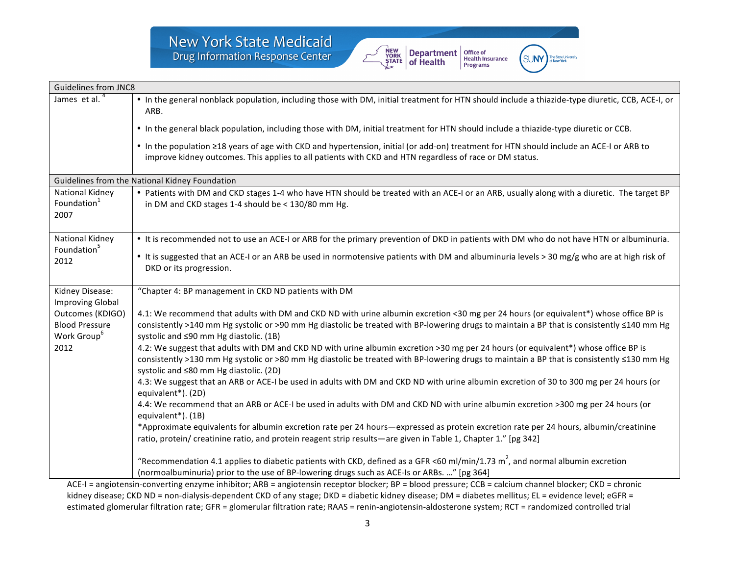| Guidelines from JNC8 | |
|---|---|
| James et al.[4] | • In the general nonblack population, including those with DM, initial treatment for HTN should include a thiazide-type diuretic, CCB, ACE-I, or ARB.<br>• In the general black population, including those with DM, initial treatment for HTN should include a thiazide-type diuretic or CCB.<br>• In the population ≥18 years of age with CKD and hypertension, initial (or add-on) treatment for HTN should include an ACE-I or ARB to improve kidney outcomes. This applies to all patients with CKD and HTN regardless of race or DM status. |
| **Guidelines from the National Kidney Foundation** | |
| National Kidney Foundation[1] 2007 | • Patients with DM and CKD stages 1-4 who have HTN should be treated with an ACE-I or an ARB, usually along with a diuretic. The target BP in DM and CKD stages 1-4 should be < 130/80 mm Hg. |
| National Kidney Foundation[5] 2012 | • It is recommended not to use an ACE-I or ARB for the primary prevention of DKD in patients with DM who do not have HTN or albuminuria.<br>• It is suggested that an ACE-I or an ARB be used in normotensive patients with DM and albuminuria levels > 30 mg/g who are at high risk of DKD or its progression. |
| Kidney Disease: Improving Global Outcomes (KDIGO) Blood Pressure Work Group[6] 2012 | "Chapter 4: BP management in CKD ND patients with DM<br><br>4.1: We recommend that adults with DM and CKD ND with urine albumin excretion <30 mg per 24 hours (or equivalent*) whose office BP is consistently >140 mm Hg systolic or >90 mm Hg diastolic be treated with BP-lowering drugs to maintain a BP that is consistently ≤140 mm Hg systolic and ≤90 mm Hg diastolic. (1B)<br>4.2: We suggest that adults with DM and CKD ND with urine albumin excretion >30 mg per 24 hours (or equivalent*) whose office BP is consistently >130 mm Hg systolic or >80 mm Hg diastolic be treated with BP-lowering drugs to maintain a BP that is consistently ≤130 mm Hg systolic and ≤80 mm Hg diastolic. (2D)<br>4.3: We suggest that an ARB or ACE-I be used in adults with DM and CKD ND with urine albumin excretion of 30 to 300 mg per 24 hours (or equivalent*). (2D)<br>4.4: We recommend that an ARB or ACE-I be used in adults with DM and CKD ND with urine albumin excretion >300 mg per 24 hours (or equivalent*). (1B)<br>*Approximate equivalents for albumin excretion rate per 24 hours—expressed as protein excretion rate per 24 hours, albumin/creatinine ratio, protein/ creatinine ratio, and protein reagent strip results—are given in Table 1, Chapter 1." [pg 342]<br><br>"Recommendation 4.1 applies to diabetic patients with CKD, defined as a GFR <60 ml/min/1.73 $m^2$, and normal albumin excretion (normoalbuminuria) prior to the use of BP-lowering drugs such as ACE-Is or ARBs. …" [pg 364] |

ACE-I = angiotensin-converting enzyme inhibitor; ARB = angiotensin receptor blocker; BP = blood pressure; CCB = calcium channel blocker; CKD = chronic kidney disease; CKD ND = non-dialysis-dependent CKD of any stage; DKD = diabetic kidney disease; DM = diabetes mellitus; EL = evidence level; eGFR = estimated glomerular filtration rate; GFR = glomerular filtration rate; RAAS = renin-angiotensin-aldosterone system; RCT = randomized controlled trial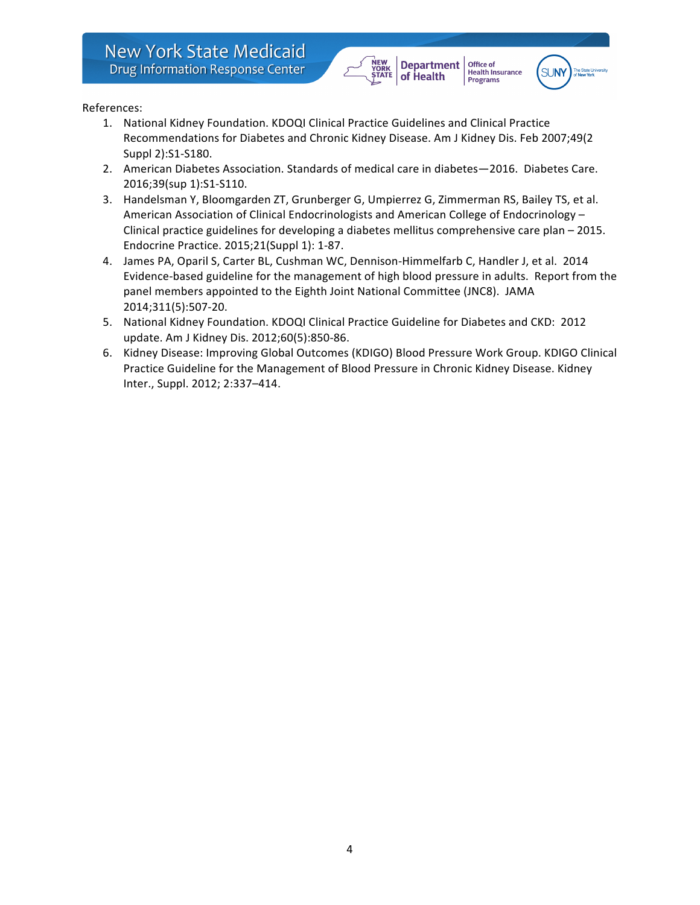References:

1. National Kidney Foundation. KDOQI Clinical Practice Guidelines and Clinical Practice Recommendations for Diabetes and Chronic Kidney Disease. Am J Kidney Dis. Feb 2007;49(2 Suppl 2):S1-S180.
2. American Diabetes Association. Standards of medical care in diabetes—2016. Diabetes Care. 2016;39(sup 1):S1-S110.
3. Handelsman Y, Bloomgarden ZT, Grunberger G, Umpierrez G, Zimmerman RS, Bailey TS, et al. American Association of Clinical Endocrinologists and American College of Endocrinology – Clinical practice guidelines for developing a diabetes mellitus comprehensive care plan – 2015. Endocrine Practice. 2015;21(Suppl 1): 1-87.
4. James PA, Oparil S, Carter BL, Cushman WC, Dennison-Himmelfarb C, Handler J, et al. 2014 Evidence-based guideline for the management of high blood pressure in adults. Report from the panel members appointed to the Eighth Joint National Committee (JNC8). JAMA 2014;311(5):507-20.
5. National Kidney Foundation. KDOQI Clinical Practice Guideline for Diabetes and CKD: 2012 update. Am J Kidney Dis. 2012;60(5):850-86.
6. Kidney Disease: Improving Global Outcomes (KDIGO) Blood Pressure Work Group. KDIGO Clinical Practice Guideline for the Management of Blood Pressure in Chronic Kidney Disease. Kidney Inter., Suppl. 2012; 2:337–414.